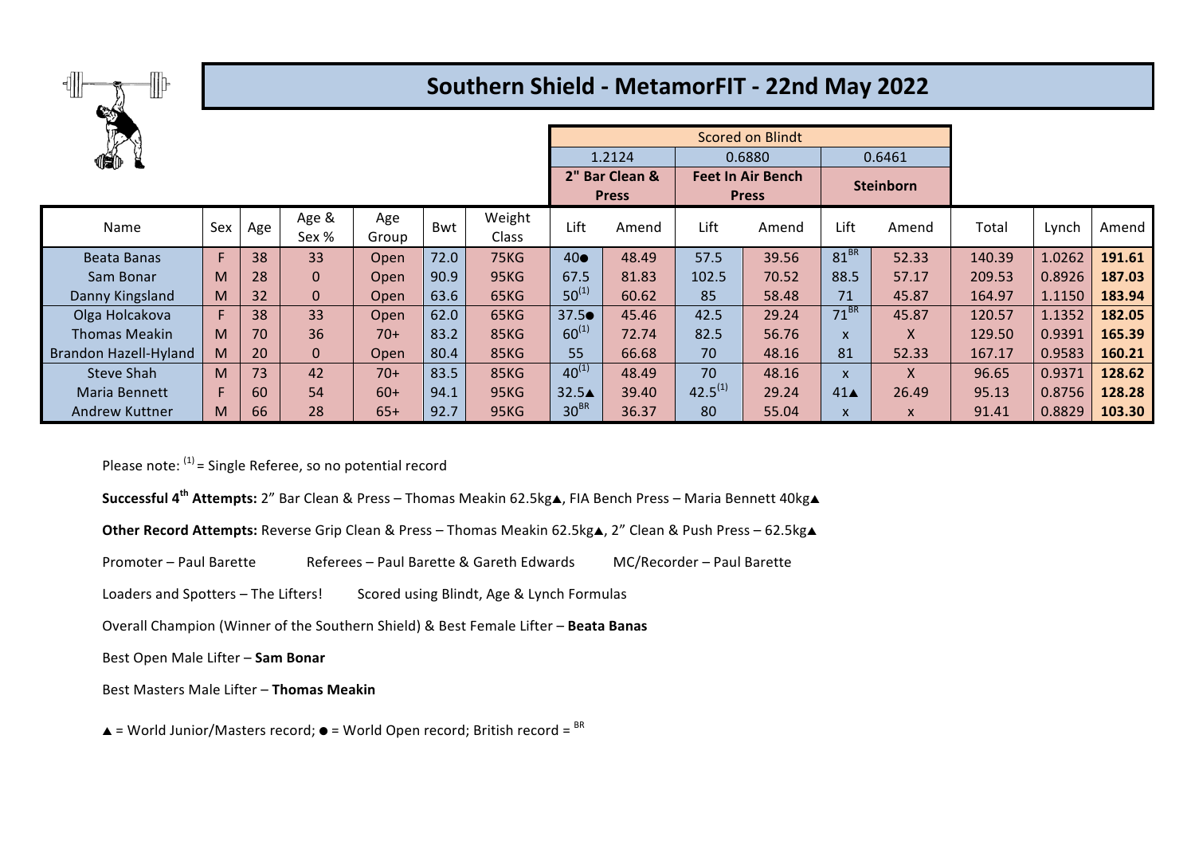# Southern Shield - MetamorFIT - 22nd May 2022

| | | | | | | | Scored on Blindt | | | | | | | | |
|---|---|---|---|---|---|---|---|---|---|---|---|---|---|---|---|
| | | | | | | | 1.2124 | | 0.6880 | | 0.6461 | | | | |
| | | | | | | | 2" Bar Clean & Press | | Feet In Air Bench Press | | Steinborn | | | | |
| Name | Sex | Age | Age & Sex % | Age Group | Bwt | Weight Class | Lift | Amend | Lift | Amend | Lift | Amend | Total | Lynch | Amend |
| Beata Banas | F | 38 | 33 | Open | 72.0 | 75KG | 40● | 48.49 | 57.5 | 39.56 | 81 BR | 52.33 | 140.39 | 1.0262 | **191.61** |
| Sam Bonar | M | 28 | 0 | Open | 90.9 | 95KG | 67.5 | 81.83 | 102.5 | 70.52 | 88.5 | 57.17 | 209.53 | 0.8926 | **187.03** |
| Danny Kingsland | M | 32 | 0 | Open | 63.6 | 65KG | 50(1) | 60.62 | 85 | 58.48 | 71 | 45.87 | 164.97 | 1.1150 | **183.94** |
| Olga Holcakova | F | 38 | 33 | Open | 62.0 | 65KG | 37.5● | 45.46 | 42.5 | 29.24 | 71 BR | 45.87 | 120.57 | 1.1352 | **182.05** |
| Thomas Meakin | M | 70 | 36 | 70+ | 83.2 | 85KG | 60(1) | 72.74 | 82.5 | 56.76 | x | X | 129.50 | 0.9391 | **165.39** |
| Brandon Hazell-Hyland | M | 20 | 0 | Open | 80.4 | 85KG | 55 | 66.68 | 70 | 48.16 | 81 | 52.33 | 167.17 | 0.9583 | **160.21** |
| Steve Shah | M | 73 | 42 | 70+ | 83.5 | 85KG | 40(1) | 48.49 | 70 | 48.16 | x | X | 96.65 | 0.9371 | **128.62** |
| Maria Bennett | F | 60 | 54 | 60+ | 94.1 | 95KG | 32.5▲ | 39.40 | 42.5(1) | 29.24 | 41▲ | 26.49 | 95.13 | 0.8756 | **128.28** |
| Andrew Kuttner | M | 66 | 28 | 65+ | 92.7 | 95KG | 30 BR | 36.37 | 80 | 55.04 | x | x | 91.41 | 0.8829 | **103.30** |

Please note: (1) = Single Referee, so no potential record

**Successful 4th Attempts:** 2" Bar Clean & Press – Thomas Meakin 62.5kg▲, FIA Bench Press – Maria Bennett 40kg▲

**Other Record Attempts:** Reverse Grip Clean & Press – Thomas Meakin 62.5kg▲, 2" Clean & Push Press – 62.5kg▲

Promoter – Paul Barette     Referees – Paul Barette & Gareth Edwards     MC/Recorder – Paul Barette

Loaders and Spotters – The Lifters!     Scored using Blindt, Age & Lynch Formulas

Overall Champion (Winner of the Southern Shield) & Best Female Lifter – **Beata Banas**

Best Open Male Lifter – **Sam Bonar**

Best Masters Male Lifter – **Thomas Meakin**

▲ = World Junior/Masters record; ● = World Open record; British record = BR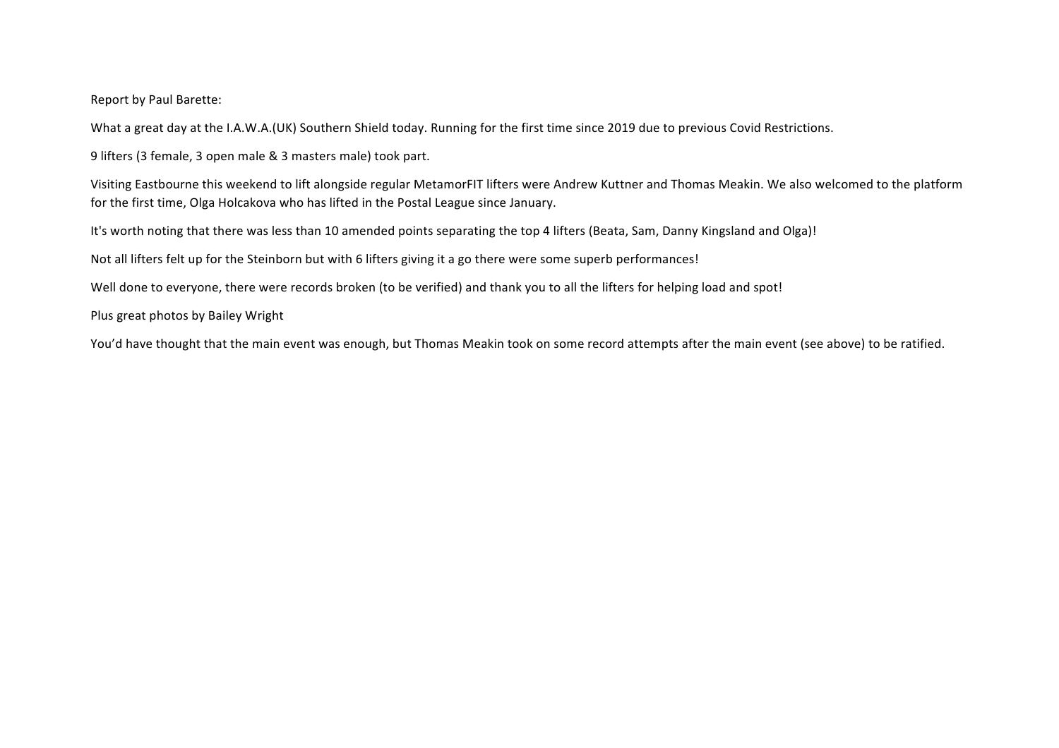Report by Paul Barette:

What a great day at the I.A.W.A.(UK) Southern Shield today. Running for the first time since 2019 due to previous Covid Restrictions.

9 lifters (3 female, 3 open male & 3 masters male) took part.

Visiting Eastbourne this weekend to lift alongside regular MetamorFIT lifters were Andrew Kuttner and Thomas Meakin. We also welcomed to the platform for the first time, Olga Holcakova who has lifted in the Postal League since January.

It's worth noting that there was less than 10 amended points separating the top 4 lifters (Beata, Sam, Danny Kingsland and Olga)!

Not all lifters felt up for the Steinborn but with 6 lifters giving it a go there were some superb performances!

Well done to everyone, there were records broken (to be verified) and thank you to all the lifters for helping load and spot!

Plus great photos by Bailey Wright

You'd have thought that the main event was enough, but Thomas Meakin took on some record attempts after the main event (see above) to be ratified.